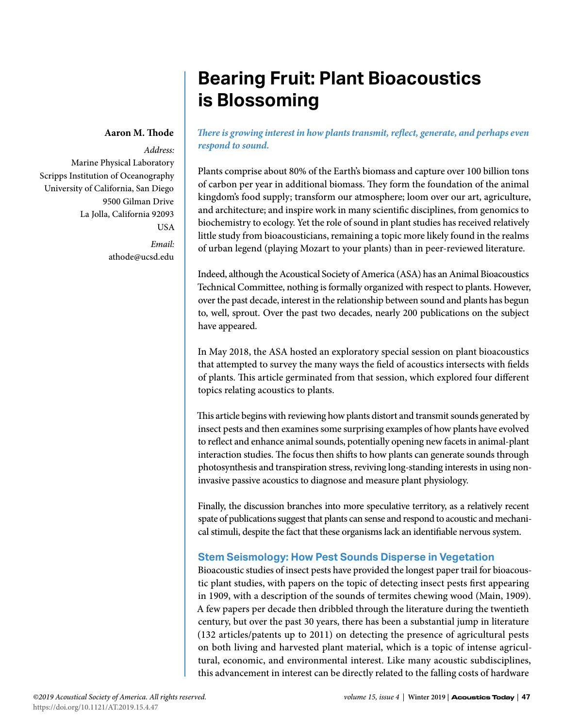# Bearing Fruit: Plant Bioacoustics is Blossoming

**Aaron M. Thode**

*Address:*
Marine Physical Laboratory
Scripps Institution of Oceanography
University of California, San Diego
9500 Gilman Drive
La Jolla, California 92093
USA

*Email:*
athode@ucsd.edu

***There is growing interest in how plants transmit, reflect, generate, and perhaps even respond to sound.***

Plants comprise about 80% of the Earth's biomass and capture over 100 billion tons of carbon per year in additional biomass. They form the foundation of the animal kingdom's food supply; transform our atmosphere; loom over our art, agriculture, and architecture; and inspire work in many scientific disciplines, from genomics to biochemistry to ecology. Yet the role of sound in plant studies has received relatively little study from bioacousticians, remaining a topic more likely found in the realms of urban legend (playing Mozart to your plants) than in peer-reviewed literature.

Indeed, although the Acoustical Society of America (ASA) has an Animal Bioacoustics Technical Committee, nothing is formally organized with respect to plants. However, over the past decade, interest in the relationship between sound and plants has begun to, well, sprout. Over the past two decades, nearly 200 publications on the subject have appeared.

In May 2018, the ASA hosted an exploratory special session on plant bioacoustics that attempted to survey the many ways the field of acoustics intersects with fields of plants. This article germinated from that session, which explored four different topics relating acoustics to plants.

This article begins with reviewing how plants distort and transmit sounds generated by insect pests and then examines some surprising examples of how plants have evolved to reflect and enhance animal sounds, potentially opening new facets in animal-plant interaction studies. The focus then shifts to how plants can generate sounds through photosynthesis and transpiration stress, reviving long-standing interests in using non-invasive passive acoustics to diagnose and measure plant physiology.

Finally, the discussion branches into more speculative territory, as a relatively recent spate of publications suggest that plants can sense and respond to acoustic and mechanical stimuli, despite the fact that these organisms lack an identifiable nervous system.

## Stem Seismology: How Pest Sounds Disperse in Vegetation

Bioacoustic studies of insect pests have provided the longest paper trail for bioacoustic plant studies, with papers on the topic of detecting insect pests first appearing in 1909, with a description of the sounds of termites chewing wood (Main, 1909). A few papers per decade then dribbled through the literature during the twentieth century, but over the past 30 years, there has been a substantial jump in literature (132 articles/patents up to 2011) on detecting the presence of agricultural pests on both living and harvested plant material, which is a topic of intense agricultural, economic, and environmental interest. Like many acoustic subdisciplines, this advancement in interest can be directly related to the falling costs of hardware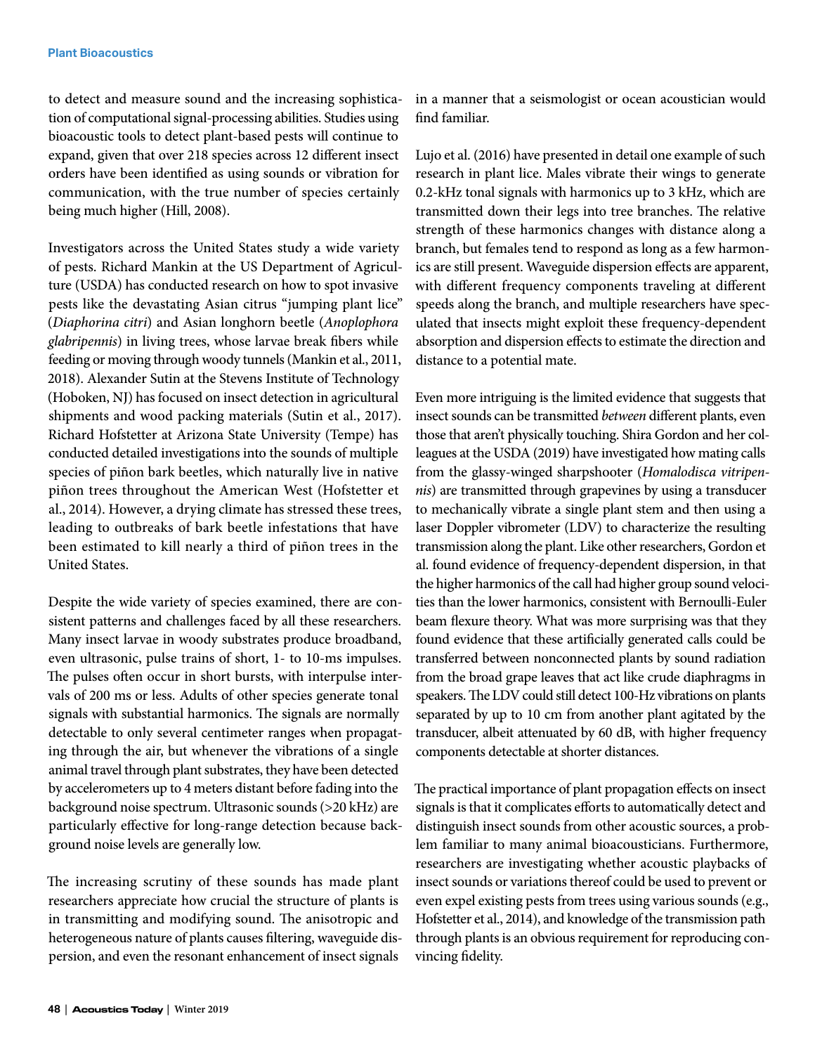to detect and measure sound and the increasing sophistication of computational signal-processing abilities. Studies using bioacoustic tools to detect plant-based pests will continue to expand, given that over 218 species across 12 different insect orders have been identified as using sounds or vibration for communication, with the true number of species certainly being much higher (Hill, 2008).

Investigators across the United States study a wide variety of pests. Richard Mankin at the US Department of Agriculture (USDA) has conducted research on how to spot invasive pests like the devastating Asian citrus "jumping plant lice" (*Diaphorina citri*) and Asian longhorn beetle (*Anoplophora glabripennis*) in living trees, whose larvae break fibers while feeding or moving through woody tunnels (Mankin et al., 2011, 2018). Alexander Sutin at the Stevens Institute of Technology (Hoboken, NJ) has focused on insect detection in agricultural shipments and wood packing materials (Sutin et al., 2017). Richard Hofstetter at Arizona State University (Tempe) has conducted detailed investigations into the sounds of multiple species of piñon bark beetles, which naturally live in native piñon trees throughout the American West (Hofstetter et al., 2014). However, a drying climate has stressed these trees, leading to outbreaks of bark beetle infestations that have been estimated to kill nearly a third of piñon trees in the United States.

Despite the wide variety of species examined, there are consistent patterns and challenges faced by all these researchers. Many insect larvae in woody substrates produce broadband, even ultrasonic, pulse trains of short, 1- to 10-ms impulses. The pulses often occur in short bursts, with interpulse intervals of 200 ms or less. Adults of other species generate tonal signals with substantial harmonics. The signals are normally detectable to only several centimeter ranges when propagating through the air, but whenever the vibrations of a single animal travel through plant substrates, they have been detected by accelerometers up to 4 meters distant before fading into the background noise spectrum. Ultrasonic sounds (>20 kHz) are particularly effective for long-range detection because background noise levels are generally low.

The increasing scrutiny of these sounds has made plant researchers appreciate how crucial the structure of plants is in transmitting and modifying sound. The anisotropic and heterogeneous nature of plants causes filtering, waveguide dispersion, and even the resonant enhancement of insect signals in a manner that a seismologist or ocean acoustician would find familiar.

Lujo et al. (2016) have presented in detail one example of such research in plant lice. Males vibrate their wings to generate 0.2-kHz tonal signals with harmonics up to 3 kHz, which are transmitted down their legs into tree branches. The relative strength of these harmonics changes with distance along a branch, but females tend to respond as long as a few harmonics are still present. Waveguide dispersion effects are apparent, with different frequency components traveling at different speeds along the branch, and multiple researchers have speculated that insects might exploit these frequency-dependent absorption and dispersion effects to estimate the direction and distance to a potential mate.

Even more intriguing is the limited evidence that suggests that insect sounds can be transmitted *between* different plants, even those that aren't physically touching. Shira Gordon and her colleagues at the USDA (2019) have investigated how mating calls from the glassy-winged sharpshooter (*Homalodisca vitripennis*) are transmitted through grapevines by using a transducer to mechanically vibrate a single plant stem and then using a laser Doppler vibrometer (LDV) to characterize the resulting transmission along the plant. Like other researchers, Gordon et al. found evidence of frequency-dependent dispersion, in that the higher harmonics of the call had higher group sound velocities than the lower harmonics, consistent with Bernoulli-Euler beam flexure theory. What was more surprising was that they found evidence that these artificially generated calls could be transferred between nonconnected plants by sound radiation from the broad grape leaves that act like crude diaphragms in speakers. The LDV could still detect 100-Hz vibrations on plants separated by up to 10 cm from another plant agitated by the transducer, albeit attenuated by 60 dB, with higher frequency components detectable at shorter distances.

The practical importance of plant propagation effects on insect signals is that it complicates efforts to automatically detect and distinguish insect sounds from other acoustic sources, a problem familiar to many animal bioacousticians. Furthermore, researchers are investigating whether acoustic playbacks of insect sounds or variations thereof could be used to prevent or even expel existing pests from trees using various sounds (e.g., Hofstetter et al., 2014), and knowledge of the transmission path through plants is an obvious requirement for reproducing convincing fidelity.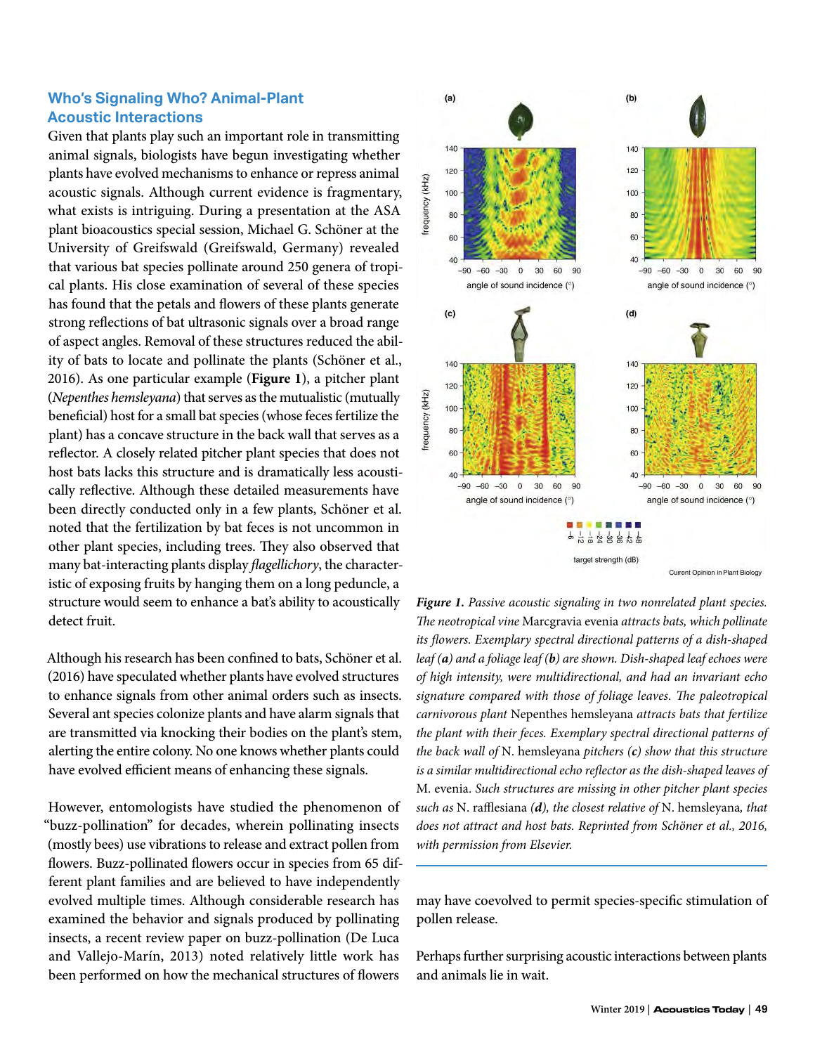## Who's Signaling Who? Animal-Plant Acoustic Interactions

Given that plants play such an important role in transmitting animal signals, biologists have begun investigating whether plants have evolved mechanisms to enhance or repress animal acoustic signals. Although current evidence is fragmentary, what exists is intriguing. During a presentation at the ASA plant bioacoustics special session, Michael G. Schöner at the University of Greifswald (Greifswald, Germany) revealed that various bat species pollinate around 250 genera of tropical plants. His close examination of several of these species has found that the petals and flowers of these plants generate strong reflections of bat ultrasonic signals over a broad range of aspect angles. Removal of these structures reduced the ability of bats to locate and pollinate the plants (Schöner et al., 2016). As one particular example (**Figure 1**), a pitcher plant (*Nepenthes hemsleyana*) that serves as the mutualistic (mutually beneficial) host for a small bat species (whose feces fertilize the plant) has a concave structure in the back wall that serves as a reflector. A closely related pitcher plant species that does not host bats lacks this structure and is dramatically less acoustically reflective. Although these detailed measurements have been directly conducted only in a few plants, Schöner et al. noted that the fertilization by bat feces is not uncommon in other plant species, including trees. They also observed that many bat-interacting plants display *flagellichory*, the characteristic of exposing fruits by hanging them on a long peduncle, a structure would seem to enhance a bat's ability to acoustically detect fruit.

Although his research has been confined to bats, Schöner et al. (2016) have speculated whether plants have evolved structures to enhance signals from other animal orders such as insects. Several ant species colonize plants and have alarm signals that are transmitted via knocking their bodies on the plant's stem, alerting the entire colony. No one knows whether plants could have evolved efficient means of enhancing these signals.

However, entomologists have studied the phenomenon of "buzz-pollination" for decades, wherein pollinating insects (mostly bees) use vibrations to release and extract pollen from flowers. Buzz-pollinated flowers occur in species from 65 different plant families and are believed to have independently evolved multiple times. Although considerable research has examined the behavior and signals produced by pollinating insects, a recent review paper on buzz-pollination (De Luca and Vallejo-Marín, 2013) noted relatively little work has been performed on how the mechanical structures of flowers may have coevolved to permit species-specific stimulation of pollen release.

*Figure 1. Passive acoustic signaling in two nonrelated plant species. The neotropical vine* Marcgravia evenia *attracts bats, which pollinate its flowers. Exemplary spectral directional patterns of a dish-shaped leaf (**a**) and a foliage leaf (**b**) are shown. Dish-shaped leaf echoes were of high intensity, were multidirectional, and had an invariant echo signature compared with those of foliage leaves. The paleotropical carnivorous plant* Nepenthes hemsleyana *attracts bats that fertilize the plant with their feces. Exemplary spectral directional patterns of the back wall of* N. hemsleyana *pitchers (**c**) show that this structure is a similar multidirectional echo reflector as the dish-shaped leaves of* M. evenia. *Such structures are missing in other pitcher plant species such as* N. rafflesiana *(**d**), the closest relative of* N. hemsleyana, *that does not attract and host bats. Reprinted from Schöner et al., 2016, with permission from Elsevier.*

Perhaps further surprising acoustic interactions between plants and animals lie in wait.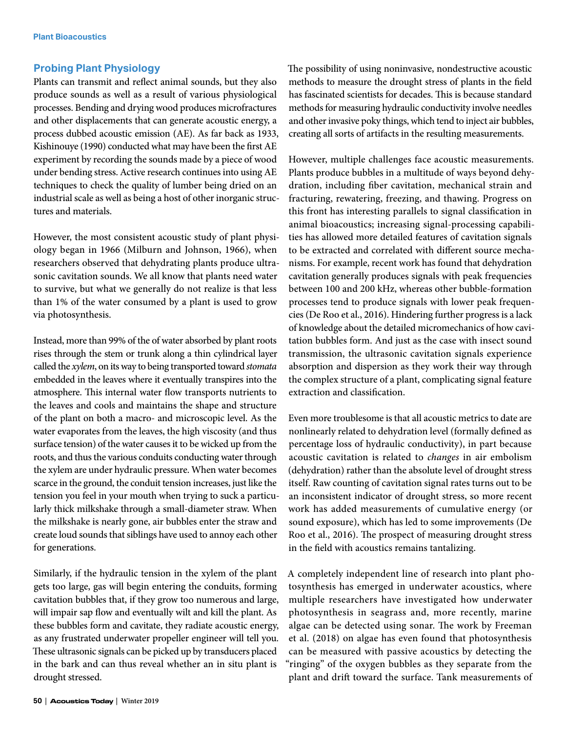## Probing Plant Physiology

Plants can transmit and reflect animal sounds, but they also produce sounds as well as a result of various physiological processes. Bending and drying wood produces microfractures and other displacements that can generate acoustic energy, a process dubbed acoustic emission (AE). As far back as 1933, Kishinouye (1990) conducted what may have been the first AE experiment by recording the sounds made by a piece of wood under bending stress. Active research continues into using AE techniques to check the quality of lumber being dried on an industrial scale as well as being a host of other inorganic structures and materials.

However, the most consistent acoustic study of plant physiology began in 1966 (Milburn and Johnson, 1966), when researchers observed that dehydrating plants produce ultrasonic cavitation sounds. We all know that plants need water to survive, but what we generally do not realize is that less than 1% of the water consumed by a plant is used to grow via photosynthesis.

Instead, more than 99% of the of water absorbed by plant roots rises through the stem or trunk along a thin cylindrical layer called the *xylem*, on its way to being transported toward *stomata* embedded in the leaves where it eventually transpires into the atmosphere. This internal water flow transports nutrients to the leaves and cools and maintains the shape and structure of the plant on both a macro- and microscopic level. As the water evaporates from the leaves, the high viscosity (and thus surface tension) of the water causes it to be wicked up from the roots, and thus the various conduits conducting water through the xylem are under hydraulic pressure. When water becomes scarce in the ground, the conduit tension increases, just like the tension you feel in your mouth when trying to suck a particularly thick milkshake through a small-diameter straw. When the milkshake is nearly gone, air bubbles enter the straw and create loud sounds that siblings have used to annoy each other for generations.

Similarly, if the hydraulic tension in the xylem of the plant gets too large, gas will begin entering the conduits, forming cavitation bubbles that, if they grow too numerous and large, will impair sap flow and eventually wilt and kill the plant. As these bubbles form and cavitate, they radiate acoustic energy, as any frustrated underwater propeller engineer will tell you. These ultrasonic signals can be picked up by transducers placed in the bark and can thus reveal whether an in situ plant is drought stressed.

The possibility of using noninvasive, nondestructive acoustic methods to measure the drought stress of plants in the field has fascinated scientists for decades. This is because standard methods for measuring hydraulic conductivity involve needles and other invasive poky things, which tend to inject air bubbles, creating all sorts of artifacts in the resulting measurements.

However, multiple challenges face acoustic measurements. Plants produce bubbles in a multitude of ways beyond dehydration, including fiber cavitation, mechanical strain and fracturing, rewatering, freezing, and thawing. Progress on this front has interesting parallels to signal classification in animal bioacoustics; increasing signal-processing capabilities has allowed more detailed features of cavitation signals to be extracted and correlated with different source mechanisms. For example, recent work has found that dehydration cavitation generally produces signals with peak frequencies between 100 and 200 kHz, whereas other bubble-formation processes tend to produce signals with lower peak frequencies (De Roo et al., 2016). Hindering further progress is a lack of knowledge about the detailed micromechanics of how cavitation bubbles form. And just as the case with insect sound transmission, the ultrasonic cavitation signals experience absorption and dispersion as they work their way through the complex structure of a plant, complicating signal feature extraction and classification.

Even more troublesome is that all acoustic metrics to date are nonlinearly related to dehydration level (formally defined as percentage loss of hydraulic conductivity), in part because acoustic cavitation is related to *changes* in air embolism (dehydration) rather than the absolute level of drought stress itself. Raw counting of cavitation signal rates turns out to be an inconsistent indicator of drought stress, so more recent work has added measurements of cumulative energy (or sound exposure), which has led to some improvements (De Roo et al., 2016). The prospect of measuring drought stress in the field with acoustics remains tantalizing.

A completely independent line of research into plant photosynthesis has emerged in underwater acoustics, where multiple researchers have investigated how underwater photosynthesis in seagrass and, more recently, marine algae can be detected using sonar. The work by Freeman et al. (2018) on algae has even found that photosynthesis can be measured with passive acoustics by detecting the "ringing" of the oxygen bubbles as they separate from the plant and drift toward the surface. Tank measurements of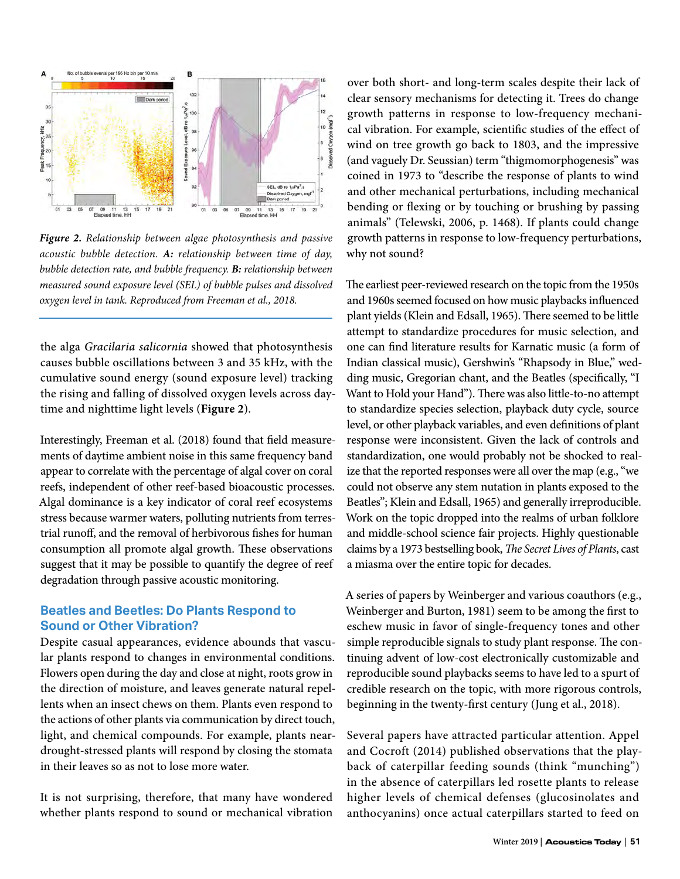*Figure 2. Relationship between algae photosynthesis and passive acoustic bubble detection.* ***A:*** *relationship between time of day, bubble detection rate, and bubble frequency.* ***B:*** *relationship between measured sound exposure level (SEL) of bubble pulses and dissolved oxygen level in tank. Reproduced from Freeman et al., 2018.*

the alga *Gracilaria salicornia* showed that photosynthesis causes bubble oscillations between 3 and 35 kHz, with the cumulative sound energy (sound exposure level) tracking the rising and falling of dissolved oxygen levels across daytime and nighttime light levels (**Figure 2**).

Interestingly, Freeman et al. (2018) found that field measurements of daytime ambient noise in this same frequency band appear to correlate with the percentage of algal cover on coral reefs, independent of other reef-based bioacoustic processes. Algal dominance is a key indicator of coral reef ecosystems stress because warmer waters, polluting nutrients from terrestrial runoff, and the removal of herbivorous fishes for human consumption all promote algal growth. These observations suggest that it may be possible to quantify the degree of reef degradation through passive acoustic monitoring.

## Beatles and Beetles: Do Plants Respond to Sound or Other Vibration?

Despite casual appearances, evidence abounds that vascular plants respond to changes in environmental conditions. Flowers open during the day and close at night, roots grow in the direction of moisture, and leaves generate natural repellents when an insect chews on them. Plants even respond to the actions of other plants via communication by direct touch, light, and chemical compounds. For example, plants near drought-stressed plants will respond by closing the stomata in their leaves so as not to lose more water.

It is not surprising, therefore, that many have wondered whether plants respond to sound or mechanical vibration over both short- and long-term scales despite their lack of clear sensory mechanisms for detecting it. Trees do change growth patterns in response to low-frequency mechanical vibration. For example, scientific studies of the effect of wind on tree growth go back to 1803, and the impressive (and vaguely Dr. Seussian) term "thigmomorphogenesis" was coined in 1973 to "describe the response of plants to wind and other mechanical perturbations, including mechanical bending or flexing or by touching or brushing by passing animals" (Telewski, 2006, p. 1468). If plants could change growth patterns in response to low-frequency perturbations, why not sound?

The earliest peer-reviewed research on the topic from the 1950s and 1960s seemed focused on how music playbacks influenced plant yields (Klein and Edsall, 1965). There seemed to be little attempt to standardize procedures for music selection, and one can find literature results for Karnatic music (a form of Indian classical music), Gershwin's "Rhapsody in Blue," wedding music, Gregorian chant, and the Beatles (specifically, "I Want to Hold your Hand"). There was also little-to-no attempt to standardize species selection, playback duty cycle, source level, or other playback variables, and even definitions of plant response were inconsistent. Given the lack of controls and standardization, one would probably not be shocked to realize that the reported responses were all over the map (e.g., "we could not observe any stem nutation in plants exposed to the Beatles"; Klein and Edsall, 1965) and generally irreproducible. Work on the topic dropped into the realms of urban folklore and middle-school science fair projects. Highly questionable claims by a 1973 bestselling book, *The Secret Lives of Plants*, cast a miasma over the entire topic for decades.

A series of papers by Weinberger and various coauthors (e.g., Weinberger and Burton, 1981) seem to be among the first to eschew music in favor of single-frequency tones and other simple reproducible signals to study plant response. The continuing advent of low-cost electronically customizable and reproducible sound playbacks seems to have led to a spurt of credible research on the topic, with more rigorous controls, beginning in the twenty-first century (Jung et al., 2018).

Several papers have attracted particular attention. Appel and Cocroft (2014) published observations that the playback of caterpillar feeding sounds (think "munching") in the absence of caterpillars led rosette plants to release higher levels of chemical defenses (glucosinolates and anthocyanins) once actual caterpillars started to feed on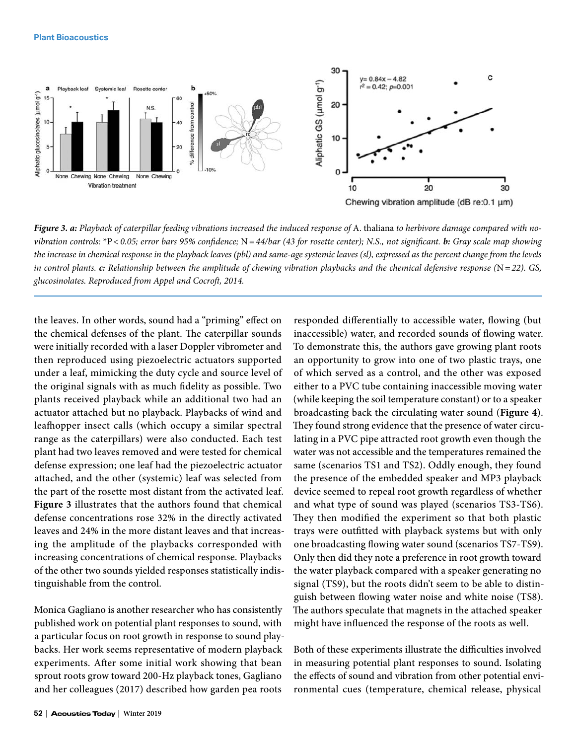**Figure 3. a:** *Playback of caterpillar feeding vibrations increased the induced response of* A. thaliana *to herbivore damage compared with no-vibration controls:* *$P < 0.05$; *error bars 95% confidence;* $N = 44$/bar *(43 for rosette center); N.S., not significant.* ***b:*** *Gray scale map showing the increase in chemical response in the playback leaves (pbl) and same-age systemic leaves (sl), expressed as the percent change from the levels in control plants.* ***c:*** *Relationship between the amplitude of chewing vibration playbacks and the chemical defensive response (*$N = 22$*). GS, glucosinolates. Reproduced from Appel and Cocroft, 2014.*

the leaves. In other words, sound had a "priming" effect on the chemical defenses of the plant. The caterpillar sounds were initially recorded with a laser Doppler vibrometer and then reproduced using piezoelectric actuators supported under a leaf, mimicking the duty cycle and source level of the original signals with as much fidelity as possible. Two plants received playback while an additional two had an actuator attached but no playback. Playbacks of wind and leafhopper insect calls (which occupy a similar spectral range as the caterpillars) were also conducted. Each test plant had two leaves removed and were tested for chemical defense expression; one leaf had the piezoelectric actuator attached, and the other (systemic) leaf was selected from the part of the rosette most distant from the activated leaf. **Figure 3** illustrates that the authors found that chemical defense concentrations rose 32% in the directly activated leaves and 24% in the more distant leaves and that increasing the amplitude of the playbacks corresponded with increasing concentrations of chemical response. Playbacks of the other two sounds yielded responses statistically indistinguishable from the control.

Monica Gagliano is another researcher who has consistently published work on potential plant responses to sound, with a particular focus on root growth in response to sound playbacks. Her work seems representative of modern playback experiments. After some initial work showing that bean sprout roots grow toward 200-Hz playback tones, Gagliano and her colleagues (2017) described how garden pea roots responded differentially to accessible water, flowing (but inaccessible) water, and recorded sounds of flowing water. To demonstrate this, the authors gave growing plant roots an opportunity to grow into one of two plastic trays, one of which served as a control, and the other was exposed either to a PVC tube containing inaccessible moving water (while keeping the soil temperature constant) or to a speaker broadcasting back the circulating water sound (**Figure 4**). They found strong evidence that the presence of water circulating in a PVC pipe attracted root growth even though the water was not accessible and the temperatures remained the same (scenarios TS1 and TS2). Oddly enough, they found the presence of the embedded speaker and MP3 playback device seemed to repeal root growth regardless of whether and what type of sound was played (scenarios TS3-TS6). They then modified the experiment so that both plastic trays were outfitted with playback systems but with only one broadcasting flowing water sound (scenarios TS7-TS9). Only then did they note a preference in root growth toward the water playback compared with a speaker generating no signal (TS9), but the roots didn't seem to be able to distinguish between flowing water noise and white noise (TS8). The authors speculate that magnets in the attached speaker might have influenced the response of the roots as well.

Both of these experiments illustrate the difficulties involved in measuring potential plant responses to sound. Isolating the effects of sound and vibration from other potential environmental cues (temperature, chemical release, physical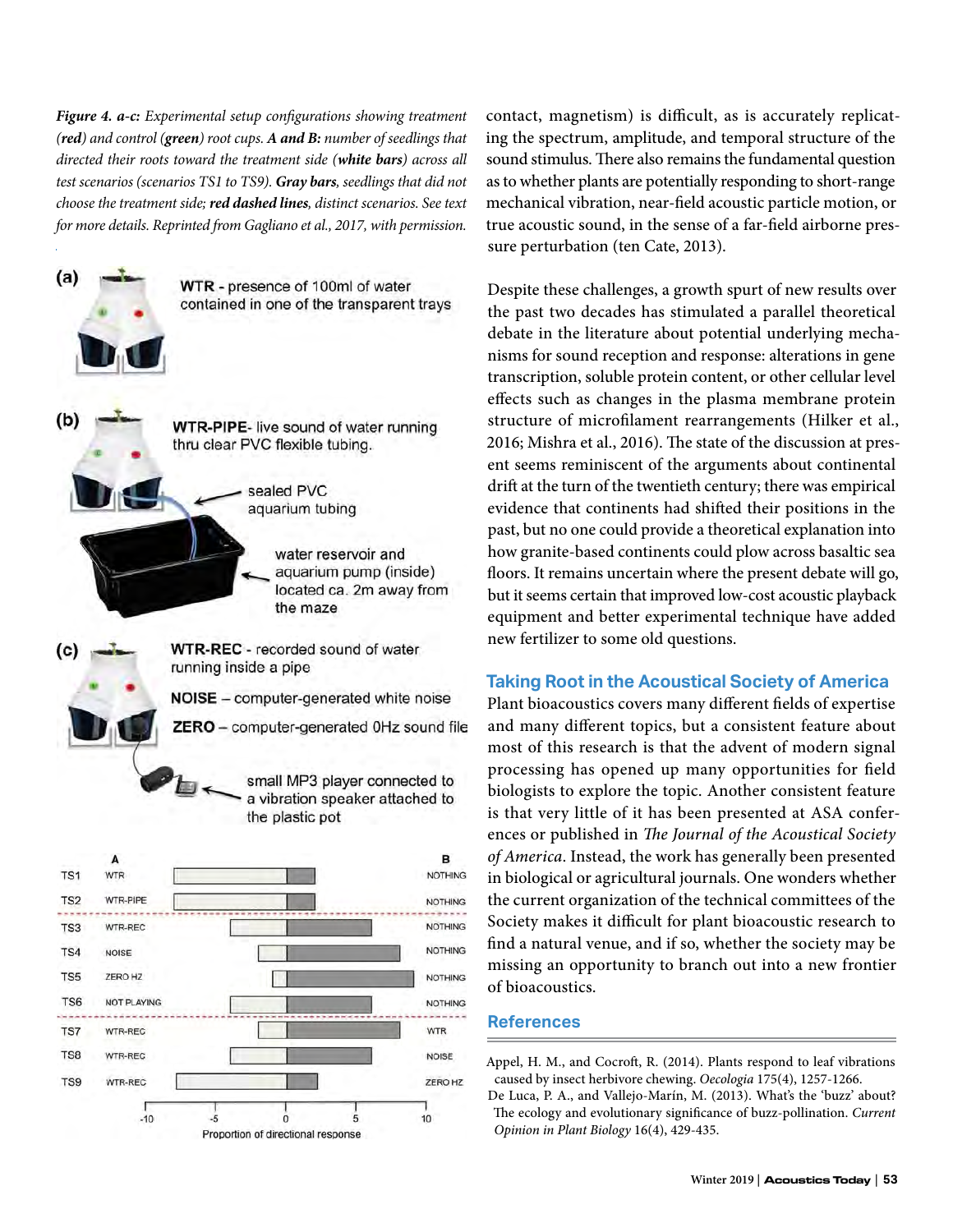*Figure 4. a-c: Experimental setup configurations showing treatment (**red**) and control (**green**) root cups. **A and B:** number of seedlings that directed their roots toward the treatment side (**white bars**) across all test scenarios (scenarios TS1 to TS9). **Gray bars**, seedlings that did not choose the treatment side; **red dashed lines**, distinct scenarios. See text for more details. Reprinted from Gagliano et al., 2017, with permission.*

(a) **WTR** - presence of 100ml of water contained in one of the transparent trays

(b) **WTR-PIPE**- live sound of water running thru clear PVC flexible tubing.

sealed PVC aquarium tubing

water reservoir and aquarium pump (inside) located ca. 2m away from the maze

(c) **WTR-REC** - recorded sound of water running inside a pipe

**NOISE** – computer-generated white noise

**ZERO** – computer-generated 0Hz sound file

small MP3 player connected to a vibration speaker attached to the plastic pot

| | A | B |
|---|---|---|
| TS1 | WTR | NOTHING |
| TS2 | WTR-PIPE | NOTHING |
| TS3 | WTR-REC | NOTHING |
| TS4 | NOISE | NOTHING |
| TS5 | ZERO HZ | NOTHING |
| TS6 | NOT PLAYING | NOTHING |
| TS7 | WTR-REC | WTR |
| TS8 | WTR-REC | NOISE |
| TS9 | WTR-REC | ZERO HZ |

Proportion of directional response (-10, -5, 0, 5, 10)

contact, magnetism) is difficult, as is accurately replicating the spectrum, amplitude, and temporal structure of the sound stimulus. There also remains the fundamental question as to whether plants are potentially responding to short-range mechanical vibration, near-field acoustic particle motion, or true acoustic sound, in the sense of a far-field airborne pressure perturbation (ten Cate, 2013).

Despite these challenges, a growth spurt of new results over the past two decades has stimulated a parallel theoretical debate in the literature about potential underlying mechanisms for sound reception and response: alterations in gene transcription, soluble protein content, or other cellular level effects such as changes in the plasma membrane protein structure of microfilament rearrangements (Hilker et al., 2016; Mishra et al., 2016). The state of the discussion at present seems reminiscent of the arguments about continental drift at the turn of the twentieth century; there was empirical evidence that continents had shifted their positions in the past, but no one could provide a theoretical explanation into how granite-based continents could plow across basaltic sea floors. It remains uncertain where the present debate will go, but it seems certain that improved low-cost acoustic playback equipment and better experimental technique have added new fertilizer to some old questions.

## Taking Root in the Acoustical Society of America

Plant bioacoustics covers many different fields of expertise and many different topics, but a consistent feature about most of this research is that the advent of modern signal processing has opened up many opportunities for field biologists to explore the topic. Another consistent feature is that very little of it has been presented at ASA conferences or published in *The Journal of the Acoustical Society of America*. Instead, the work has generally been presented in biological or agricultural journals. One wonders whether the current organization of the technical committees of the Society makes it difficult for plant bioacoustic research to find a natural venue, and if so, whether the society may be missing an opportunity to branch out into a new frontier of bioacoustics.

## References

Appel, H. M., and Cocroft, R. (2014). Plants respond to leaf vibrations caused by insect herbivore chewing. *Oecologia* 175(4), 1257-1266.

De Luca, P. A., and Vallejo-Marín, M. (2013). What's the 'buzz' about? The ecology and evolutionary significance of buzz-pollination. *Current Opinion in Plant Biology* 16(4), 429-435.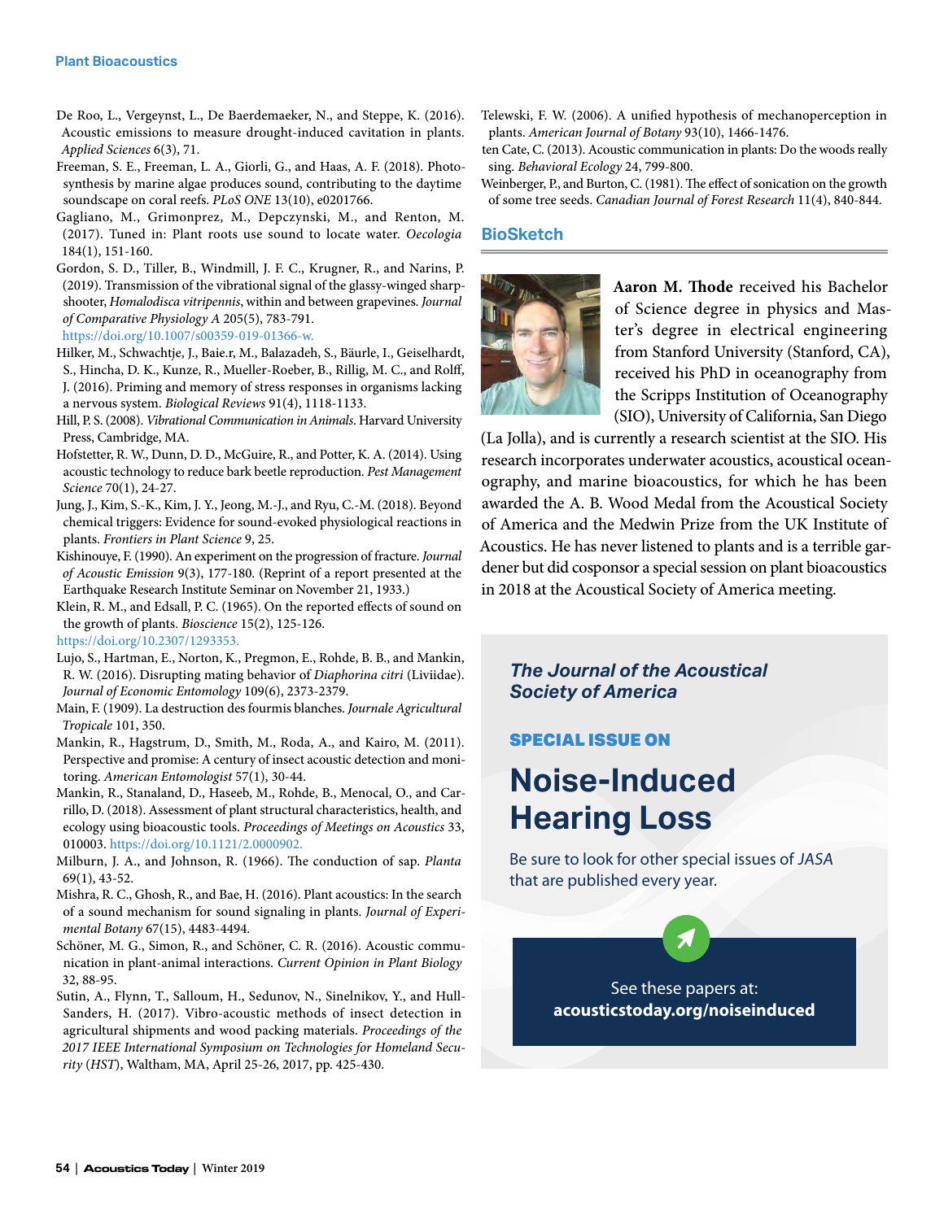De Roo, L., Vergeynst, L., De Baerdemaeker, N., and Steppe, K. (2016). Acoustic emissions to measure drought-induced cavitation in plants. *Applied Sciences* 6(3), 71.

Freeman, S. E., Freeman, L. A., Giorli, G., and Haas, A. F. (2018). Photosynthesis by marine algae produces sound, contributing to the daytime soundscape on coral reefs. *PLoS ONE* 13(10), e0201766.

Gagliano, M., Grimonprez, M., Depczynski, M., and Renton, M. (2017). Tuned in: Plant roots use sound to locate water. *Oecologia* 184(1), 151-160.

Gordon, S. D., Tiller, B., Windmill, J. F. C., Krugner, R., and Narins, P. (2019). Transmission of the vibrational signal of the glassy-winged sharpshooter, *Homalodisca vitripennis*, within and between grapevines. *Journal of Comparative Physiology A* 205(5), 783-791. https://doi.org/10.1007/s00359-019-01366-w.

Hilker, M., Schwachtje, J., Baie.r, M., Balazadeh, S., Bäurle, I., Geiselhardt, S., Hincha, D. K., Kunze, R., Mueller-Roeber, B., Rillig, M. C., and Rolff, J. (2016). Priming and memory of stress responses in organisms lacking a nervous system. *Biological Reviews* 91(4), 1118-1133.

Hill, P. S. (2008). *Vibrational Communication in Animals*. Harvard University Press, Cambridge, MA.

Hofstetter, R. W., Dunn, D. D., McGuire, R., and Potter, K. A. (2014). Using acoustic technology to reduce bark beetle reproduction. *Pest Management Science* 70(1), 24-27.

Jung, J., Kim, S.-K., Kim, J. Y., Jeong, M.-J., and Ryu, C.-M. (2018). Beyond chemical triggers: Evidence for sound-evoked physiological reactions in plants. *Frontiers in Plant Science* 9, 25.

Kishinouye, F. (1990). An experiment on the progression of fracture. *Journal of Acoustic Emission* 9(3), 177-180. (Reprint of a report presented at the Earthquake Research Institute Seminar on November 21, 1933.)

Klein, R. M., and Edsall, P. C. (1965). On the reported effects of sound on the growth of plants. *Bioscience* 15(2), 125-126. https://doi.org/10.2307/1293353.

Lujo, S., Hartman, E., Norton, K., Pregmon, E., Rohde, B. B., and Mankin, R. W. (2016). Disrupting mating behavior of *Diaphorina citri* (Liviidae). *Journal of Economic Entomology* 109(6), 2373-2379.

Main, F. (1909). La destruction des fourmis blanches. *Journale Agricultural Tropicale* 101, 350.

Mankin, R., Hagstrum, D., Smith, M., Roda, A., and Kairo, M. (2011). Perspective and promise: A century of insect acoustic detection and monitoring. *American Entomologist* 57(1), 30-44.

Mankin, R., Stanaland, D., Haseeb, M., Rohde, B., Menocal, O., and Carrillo, D. (2018). Assessment of plant structural characteristics, health, and ecology using bioacoustic tools. *Proceedings of Meetings on Acoustics* 33, 010003. https://doi.org/10.1121/2.0000902.

Milburn, J. A., and Johnson, R. (1966). The conduction of sap. *Planta* 69(1), 43-52.

Mishra, R. C., Ghosh, R., and Bae, H. (2016). Plant acoustics: In the search of a sound mechanism for sound signaling in plants. *Journal of Experimental Botany* 67(15), 4483-4494.

Schöner, M. G., Simon, R., and Schöner, C. R. (2016). Acoustic communication in plant-animal interactions. *Current Opinion in Plant Biology* 32, 88-95.

Sutin, A., Flynn, T., Salloum, H., Sedunov, N., Sinelnikov, Y., and Hull-Sanders, H. (2017). Vibro-acoustic methods of insect detection in agricultural shipments and wood packing materials. *Proceedings of the 2017 IEEE International Symposium on Technologies for Homeland Security* (*HST*), Waltham, MA, April 25-26, 2017, pp. 425-430.

Telewski, F. W. (2006). A unified hypothesis of mechanoperception in plants. *American Journal of Botany* 93(10), 1466-1476.

ten Cate, C. (2013). Acoustic communication in plants: Do the woods really sing. *Behavioral Ecology* 24, 799-800.

Weinberger, P., and Burton, C. (1981). The effect of sonication on the growth of some tree seeds. *Canadian Journal of Forest Research* 11(4), 840-844.

## BioSketch

**Aaron M. Thode** received his Bachelor of Science degree in physics and Master's degree in electrical engineering from Stanford University (Stanford, CA), received his PhD in oceanography from the Scripps Institution of Oceanography (SIO), University of California, San Diego (La Jolla), and is currently a research scientist at the SIO. His research incorporates underwater acoustics, acoustical oceanography, and marine bioacoustics, for which he has been awarded the A. B. Wood Medal from the Acoustical Society of America and the Medwin Prize from the UK Institute of Acoustics. He has never listened to plants and is a terrible gardener but did cosponsor a special session on plant bioacoustics in 2018 at the Acoustical Society of America meeting.

***The Journal of the Acoustical Society of America***

**SPECIAL ISSUE ON**

# Noise-Induced Hearing Loss

Be sure to look for other special issues of *JASA* that are published every year.

See these papers at:
**acousticstoday.org/noiseinduced**